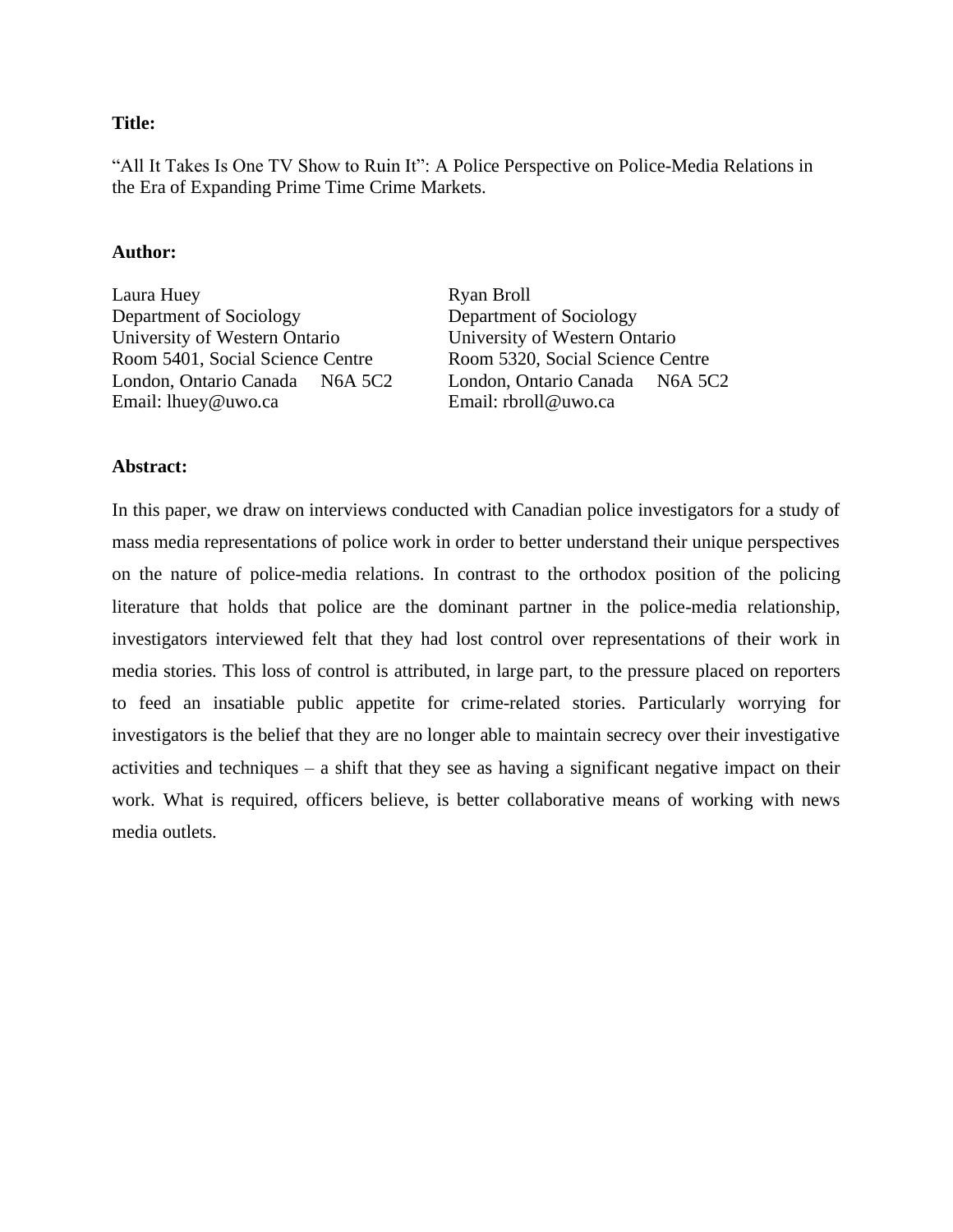**Title:**

"All It Takes Is One TV Show to Ruin It": A Police Perspective on Police-Media Relations in the Era of Expanding Prime Time Crime Markets.

**Author:**

Laura Huey
Department of Sociology
University of Western Ontario
Room 5401, Social Science Centre
London, Ontario Canada N6A 5C2
Email: lhuey@uwo.ca

Ryan Broll
Department of Sociology
University of Western Ontario
Room 5320, Social Science Centre
London, Ontario Canada N6A 5C2
Email: rbroll@uwo.ca

**Abstract:**

In this paper, we draw on interviews conducted with Canadian police investigators for a study of mass media representations of police work in order to better understand their unique perspectives on the nature of police-media relations. In contrast to the orthodox position of the policing literature that holds that police are the dominant partner in the police-media relationship, investigators interviewed felt that they had lost control over representations of their work in media stories. This loss of control is attributed, in large part, to the pressure placed on reporters to feed an insatiable public appetite for crime-related stories. Particularly worrying for investigators is the belief that they are no longer able to maintain secrecy over their investigative activities and techniques – a shift that they see as having a significant negative impact on their work. What is required, officers believe, is better collaborative means of working with news media outlets.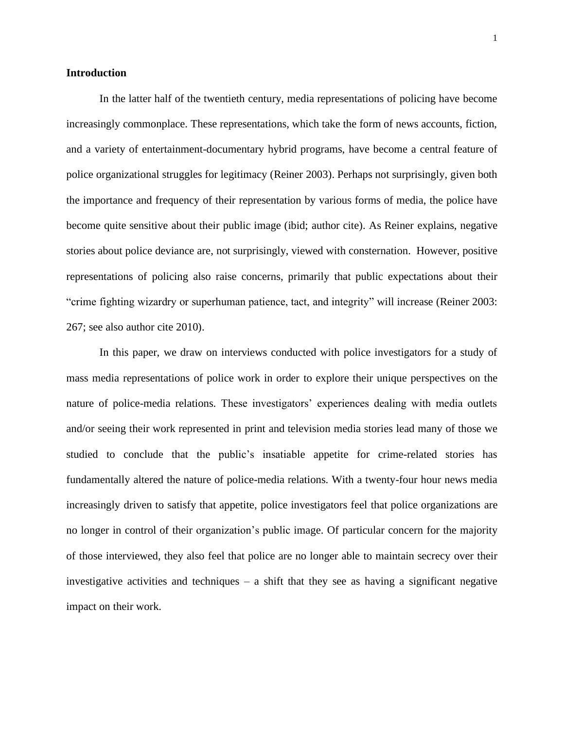## Introduction

In the latter half of the twentieth century, media representations of policing have become increasingly commonplace. These representations, which take the form of news accounts, fiction, and a variety of entertainment-documentary hybrid programs, have become a central feature of police organizational struggles for legitimacy (Reiner 2003). Perhaps not surprisingly, given both the importance and frequency of their representation by various forms of media, the police have become quite sensitive about their public image (ibid; author cite). As Reiner explains, negative stories about police deviance are, not surprisingly, viewed with consternation. However, positive representations of policing also raise concerns, primarily that public expectations about their "crime fighting wizardry or superhuman patience, tact, and integrity" will increase (Reiner 2003: 267; see also author cite 2010).

In this paper, we draw on interviews conducted with police investigators for a study of mass media representations of police work in order to explore their unique perspectives on the nature of police-media relations. These investigators' experiences dealing with media outlets and/or seeing their work represented in print and television media stories lead many of those we studied to conclude that the public's insatiable appetite for crime-related stories has fundamentally altered the nature of police-media relations. With a twenty-four hour news media increasingly driven to satisfy that appetite, police investigators feel that police organizations are no longer in control of their organization's public image. Of particular concern for the majority of those interviewed, they also feel that police are no longer able to maintain secrecy over their investigative activities and techniques – a shift that they see as having a significant negative impact on their work.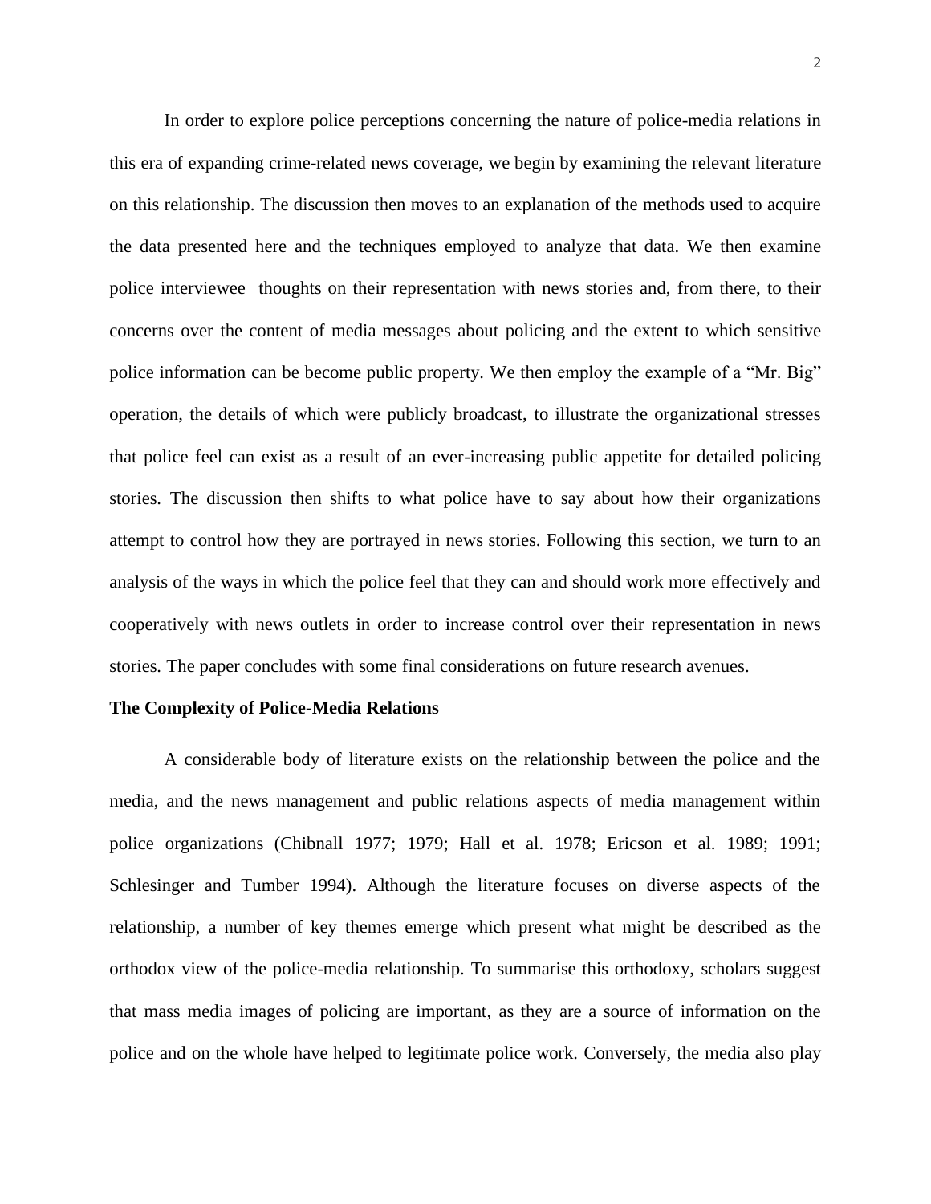In order to explore police perceptions concerning the nature of police-media relations in this era of expanding crime-related news coverage, we begin by examining the relevant literature on this relationship. The discussion then moves to an explanation of the methods used to acquire the data presented here and the techniques employed to analyze that data. We then examine police interviewee thoughts on their representation with news stories and, from there, to their concerns over the content of media messages about policing and the extent to which sensitive police information can be become public property. We then employ the example of a "Mr. Big" operation, the details of which were publicly broadcast, to illustrate the organizational stresses that police feel can exist as a result of an ever-increasing public appetite for detailed policing stories. The discussion then shifts to what police have to say about how their organizations attempt to control how they are portrayed in news stories. Following this section, we turn to an analysis of the ways in which the police feel that they can and should work more effectively and cooperatively with news outlets in order to increase control over their representation in news stories. The paper concludes with some final considerations on future research avenues.

**The Complexity of Police-Media Relations**

A considerable body of literature exists on the relationship between the police and the media, and the news management and public relations aspects of media management within police organizations (Chibnall 1977; 1979; Hall et al. 1978; Ericson et al. 1989; 1991; Schlesinger and Tumber 1994). Although the literature focuses on diverse aspects of the relationship, a number of key themes emerge which present what might be described as the orthodox view of the police-media relationship. To summarise this orthodoxy, scholars suggest that mass media images of policing are important, as they are a source of information on the police and on the whole have helped to legitimate police work. Conversely, the media also play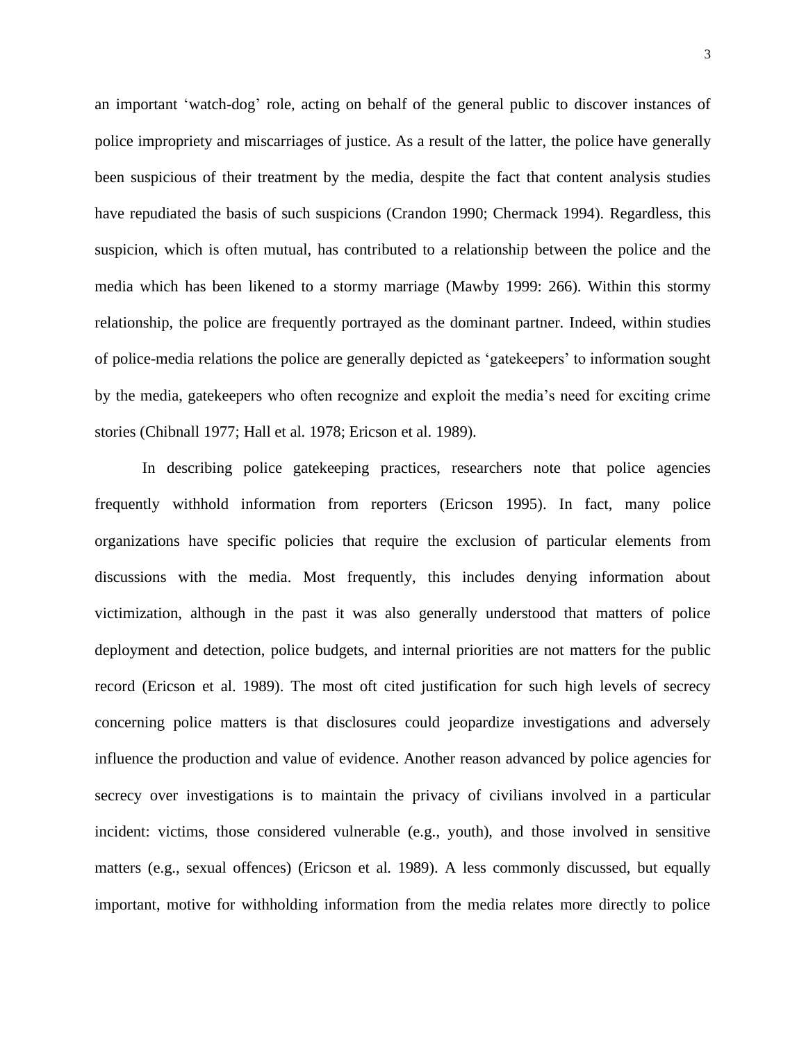an important ‘watch-dog’ role, acting on behalf of the general public to discover instances of police impropriety and miscarriages of justice. As a result of the latter, the police have generally been suspicious of their treatment by the media, despite the fact that content analysis studies have repudiated the basis of such suspicions (Crandon 1990; Chermack 1994). Regardless, this suspicion, which is often mutual, has contributed to a relationship between the police and the media which has been likened to a stormy marriage (Mawby 1999: 266). Within this stormy relationship, the police are frequently portrayed as the dominant partner. Indeed, within studies of police-media relations the police are generally depicted as ‘gatekeepers’ to information sought by the media, gatekeepers who often recognize and exploit the media’s need for exciting crime stories (Chibnall 1977; Hall et al. 1978; Ericson et al. 1989).

In describing police gatekeeping practices, researchers note that police agencies frequently withhold information from reporters (Ericson 1995). In fact, many police organizations have specific policies that require the exclusion of particular elements from discussions with the media. Most frequently, this includes denying information about victimization, although in the past it was also generally understood that matters of police deployment and detection, police budgets, and internal priorities are not matters for the public record (Ericson et al. 1989). The most oft cited justification for such high levels of secrecy concerning police matters is that disclosures could jeopardize investigations and adversely influence the production and value of evidence. Another reason advanced by police agencies for secrecy over investigations is to maintain the privacy of civilians involved in a particular incident: victims, those considered vulnerable (e.g., youth), and those involved in sensitive matters (e.g., sexual offences) (Ericson et al. 1989). A less commonly discussed, but equally important, motive for withholding information from the media relates more directly to police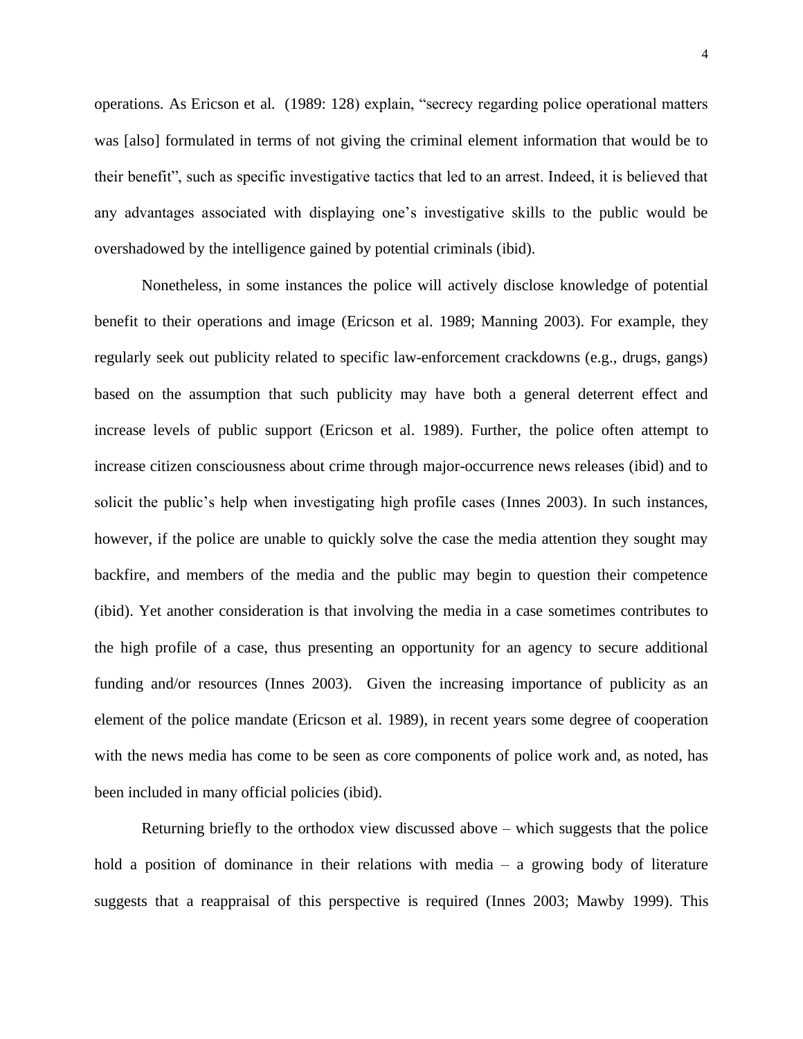operations. As Ericson et al. (1989: 128) explain, "secrecy regarding police operational matters was [also] formulated in terms of not giving the criminal element information that would be to their benefit", such as specific investigative tactics that led to an arrest. Indeed, it is believed that any advantages associated with displaying one's investigative skills to the public would be overshadowed by the intelligence gained by potential criminals (ibid).

Nonetheless, in some instances the police will actively disclose knowledge of potential benefit to their operations and image (Ericson et al. 1989; Manning 2003). For example, they regularly seek out publicity related to specific law-enforcement crackdowns (e.g., drugs, gangs) based on the assumption that such publicity may have both a general deterrent effect and increase levels of public support (Ericson et al. 1989). Further, the police often attempt to increase citizen consciousness about crime through major-occurrence news releases (ibid) and to solicit the public's help when investigating high profile cases (Innes 2003). In such instances, however, if the police are unable to quickly solve the case the media attention they sought may backfire, and members of the media and the public may begin to question their competence (ibid). Yet another consideration is that involving the media in a case sometimes contributes to the high profile of a case, thus presenting an opportunity for an agency to secure additional funding and/or resources (Innes 2003). Given the increasing importance of publicity as an element of the police mandate (Ericson et al. 1989), in recent years some degree of cooperation with the news media has come to be seen as core components of police work and, as noted, has been included in many official policies (ibid).

Returning briefly to the orthodox view discussed above – which suggests that the police hold a position of dominance in their relations with media – a growing body of literature suggests that a reappraisal of this perspective is required (Innes 2003; Mawby 1999). This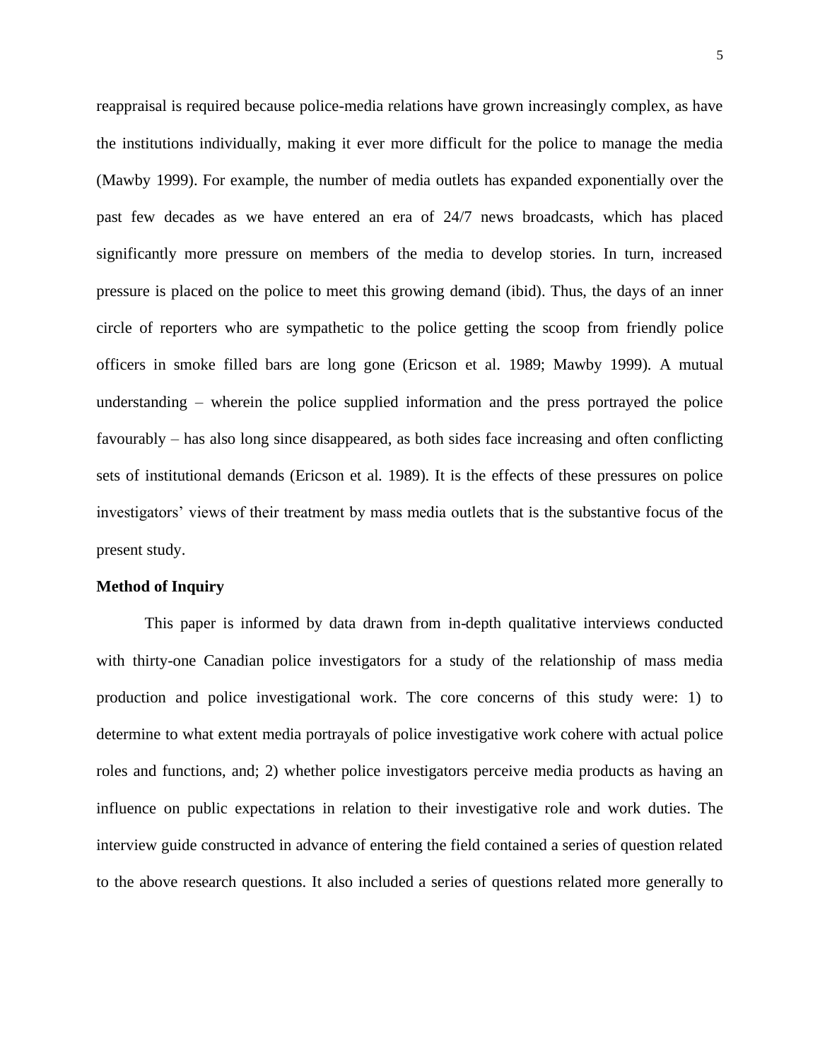reappraisal is required because police-media relations have grown increasingly complex, as have the institutions individually, making it ever more difficult for the police to manage the media (Mawby 1999). For example, the number of media outlets has expanded exponentially over the past few decades as we have entered an era of 24/7 news broadcasts, which has placed significantly more pressure on members of the media to develop stories. In turn, increased pressure is placed on the police to meet this growing demand (ibid). Thus, the days of an inner circle of reporters who are sympathetic to the police getting the scoop from friendly police officers in smoke filled bars are long gone (Ericson et al. 1989; Mawby 1999). A mutual understanding – wherein the police supplied information and the press portrayed the police favourably – has also long since disappeared, as both sides face increasing and often conflicting sets of institutional demands (Ericson et al. 1989). It is the effects of these pressures on police investigators' views of their treatment by mass media outlets that is the substantive focus of the present study.

**Method of Inquiry**

This paper is informed by data drawn from in-depth qualitative interviews conducted with thirty-one Canadian police investigators for a study of the relationship of mass media production and police investigational work. The core concerns of this study were: 1) to determine to what extent media portrayals of police investigative work cohere with actual police roles and functions, and; 2) whether police investigators perceive media products as having an influence on public expectations in relation to their investigative role and work duties. The interview guide constructed in advance of entering the field contained a series of question related to the above research questions. It also included a series of questions related more generally to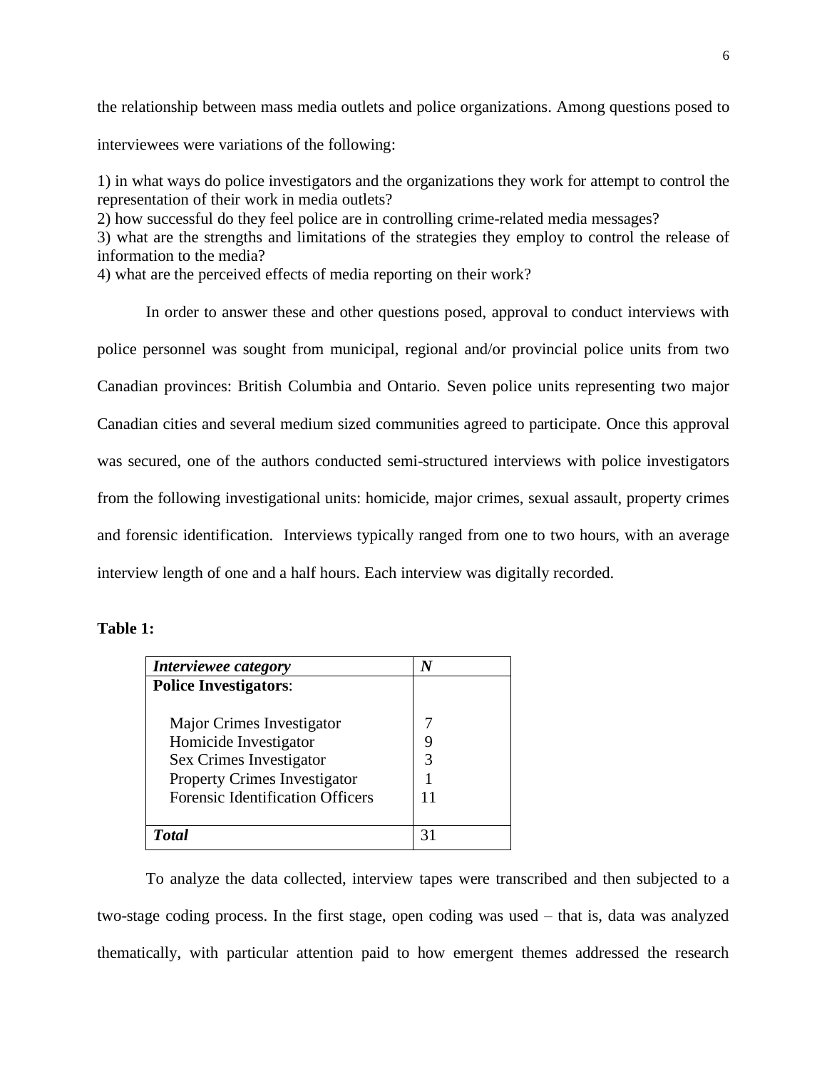the relationship between mass media outlets and police organizations. Among questions posed to interviewees were variations of the following:

1) in what ways do police investigators and the organizations they work for attempt to control the representation of their work in media outlets?
2) how successful do they feel police are in controlling crime-related media messages?
3) what are the strengths and limitations of the strategies they employ to control the release of information to the media?
4) what are the perceived effects of media reporting on their work?

In order to answer these and other questions posed, approval to conduct interviews with police personnel was sought from municipal, regional and/or provincial police units from two Canadian provinces: British Columbia and Ontario. Seven police units representing two major Canadian cities and several medium sized communities agreed to participate. Once this approval was secured, one of the authors conducted semi-structured interviews with police investigators from the following investigational units: homicide, major crimes, sexual assault, property crimes and forensic identification. Interviews typically ranged from one to two hours, with an average interview length of one and a half hours. Each interview was digitally recorded.

**Table 1:**

| ***Interviewee category*** | ***N*** |
|---|---|
| **Police Investigators**: | |
| Major Crimes Investigator | 7 |
| Homicide Investigator | 9 |
| Sex Crimes Investigator | 3 |
| Property Crimes Investigator | 1 |
| Forensic Identification Officers | 11 |
| ***Total*** | 31 |

To analyze the data collected, interview tapes were transcribed and then subjected to a two-stage coding process. In the first stage, open coding was used – that is, data was analyzed thematically, with particular attention paid to how emergent themes addressed the research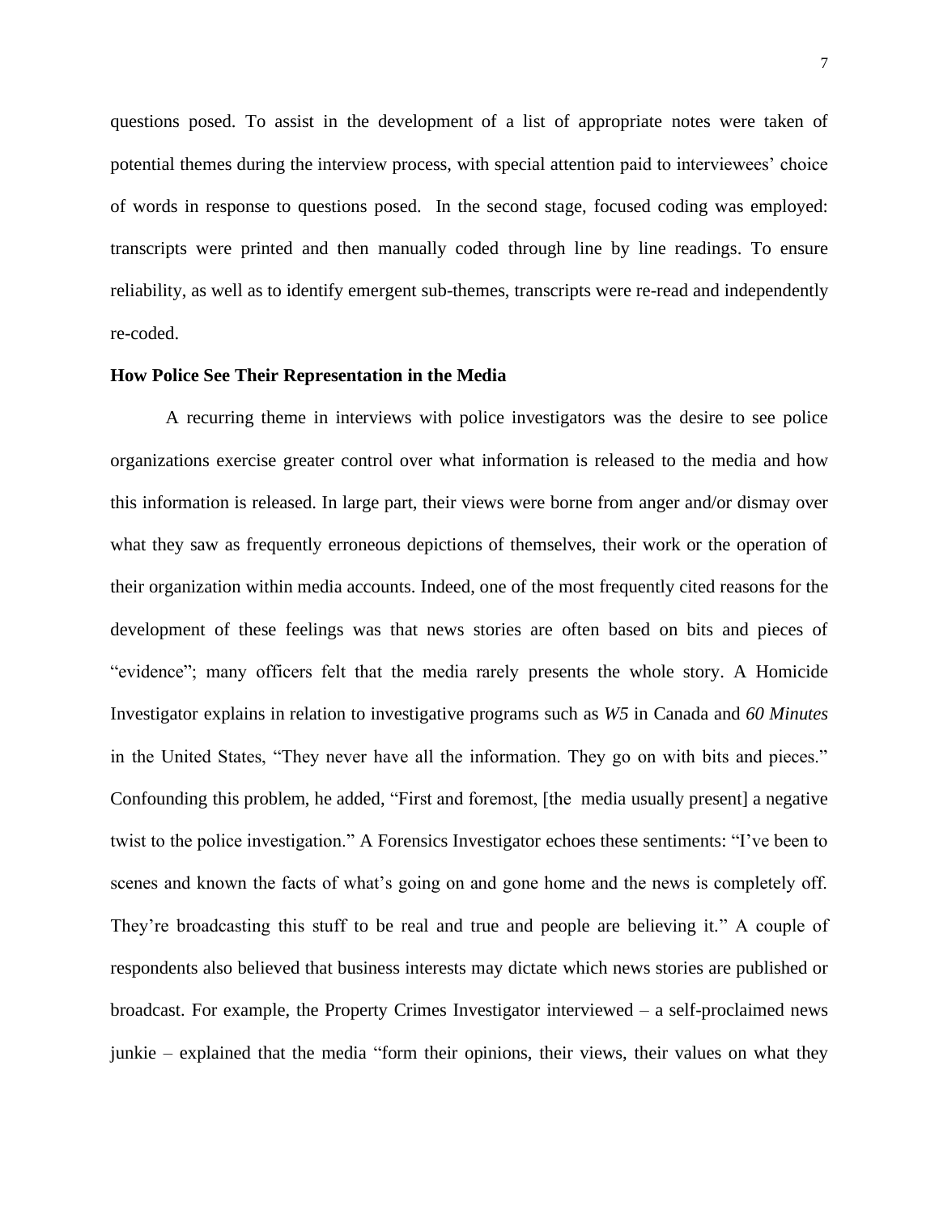questions posed. To assist in the development of a list of appropriate notes were taken of potential themes during the interview process, with special attention paid to interviewees' choice of words in response to questions posed. In the second stage, focused coding was employed: transcripts were printed and then manually coded through line by line readings. To ensure reliability, as well as to identify emergent sub-themes, transcripts were re-read and independently re-coded.

**How Police See Their Representation in the Media**

A recurring theme in interviews with police investigators was the desire to see police organizations exercise greater control over what information is released to the media and how this information is released. In large part, their views were borne from anger and/or dismay over what they saw as frequently erroneous depictions of themselves, their work or the operation of their organization within media accounts. Indeed, one of the most frequently cited reasons for the development of these feelings was that news stories are often based on bits and pieces of "evidence"; many officers felt that the media rarely presents the whole story. A Homicide Investigator explains in relation to investigative programs such as *W5* in Canada and *60 Minutes* in the United States, "They never have all the information. They go on with bits and pieces." Confounding this problem, he added, "First and foremost, [the media usually present] a negative twist to the police investigation." A Forensics Investigator echoes these sentiments: "I've been to scenes and known the facts of what's going on and gone home and the news is completely off. They're broadcasting this stuff to be real and true and people are believing it." A couple of respondents also believed that business interests may dictate which news stories are published or broadcast. For example, the Property Crimes Investigator interviewed – a self-proclaimed news junkie – explained that the media "form their opinions, their views, their values on what they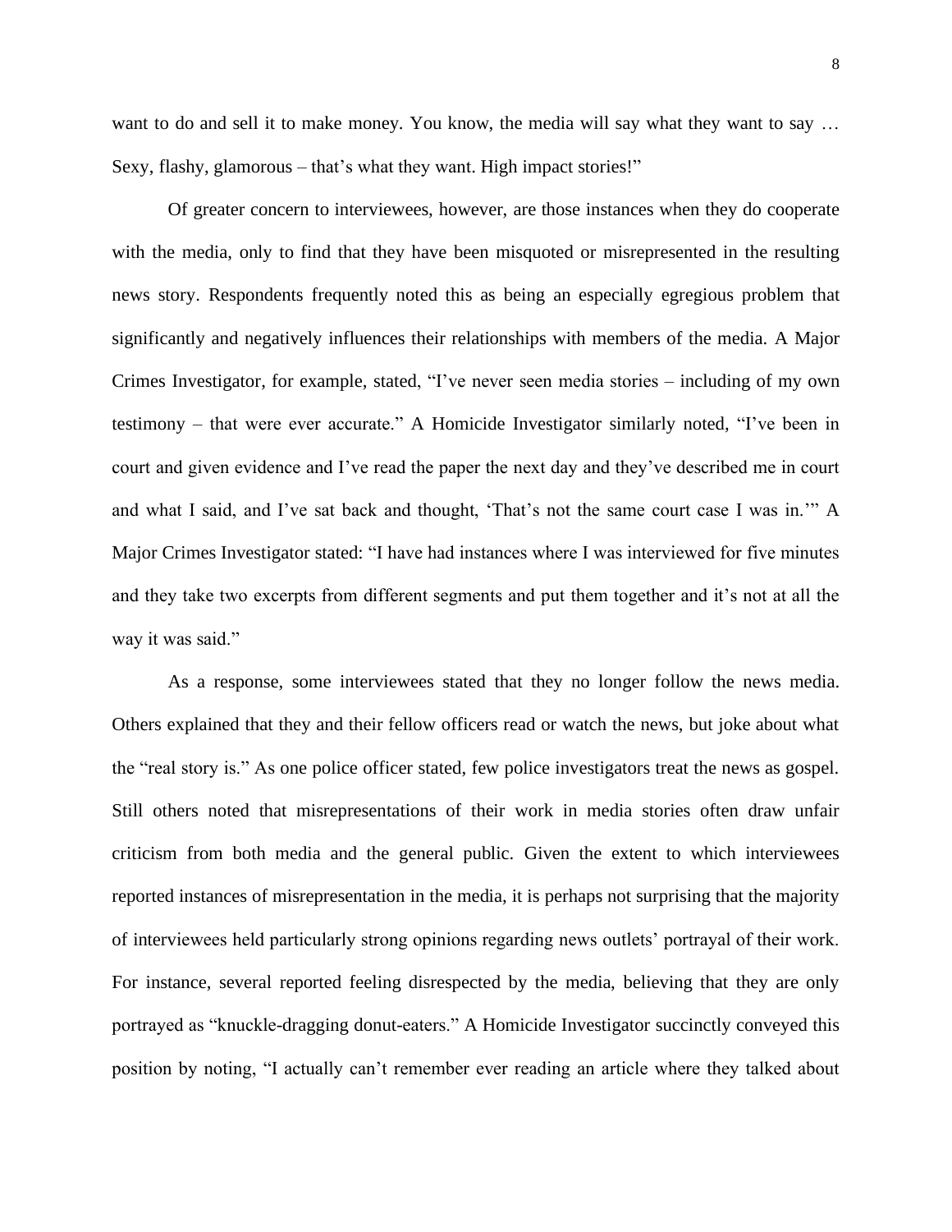want to do and sell it to make money. You know, the media will say what they want to say … Sexy, flashy, glamorous – that's what they want. High impact stories!"

Of greater concern to interviewees, however, are those instances when they do cooperate with the media, only to find that they have been misquoted or misrepresented in the resulting news story. Respondents frequently noted this as being an especially egregious problem that significantly and negatively influences their relationships with members of the media. A Major Crimes Investigator, for example, stated, "I've never seen media stories – including of my own testimony – that were ever accurate." A Homicide Investigator similarly noted, "I've been in court and given evidence and I've read the paper the next day and they've described me in court and what I said, and I've sat back and thought, 'That's not the same court case I was in.'" A Major Crimes Investigator stated: "I have had instances where I was interviewed for five minutes and they take two excerpts from different segments and put them together and it's not at all the way it was said."

As a response, some interviewees stated that they no longer follow the news media. Others explained that they and their fellow officers read or watch the news, but joke about what the "real story is." As one police officer stated, few police investigators treat the news as gospel. Still others noted that misrepresentations of their work in media stories often draw unfair criticism from both media and the general public. Given the extent to which interviewees reported instances of misrepresentation in the media, it is perhaps not surprising that the majority of interviewees held particularly strong opinions regarding news outlets' portrayal of their work. For instance, several reported feeling disrespected by the media, believing that they are only portrayed as "knuckle-dragging donut-eaters." A Homicide Investigator succinctly conveyed this position by noting, "I actually can't remember ever reading an article where they talked about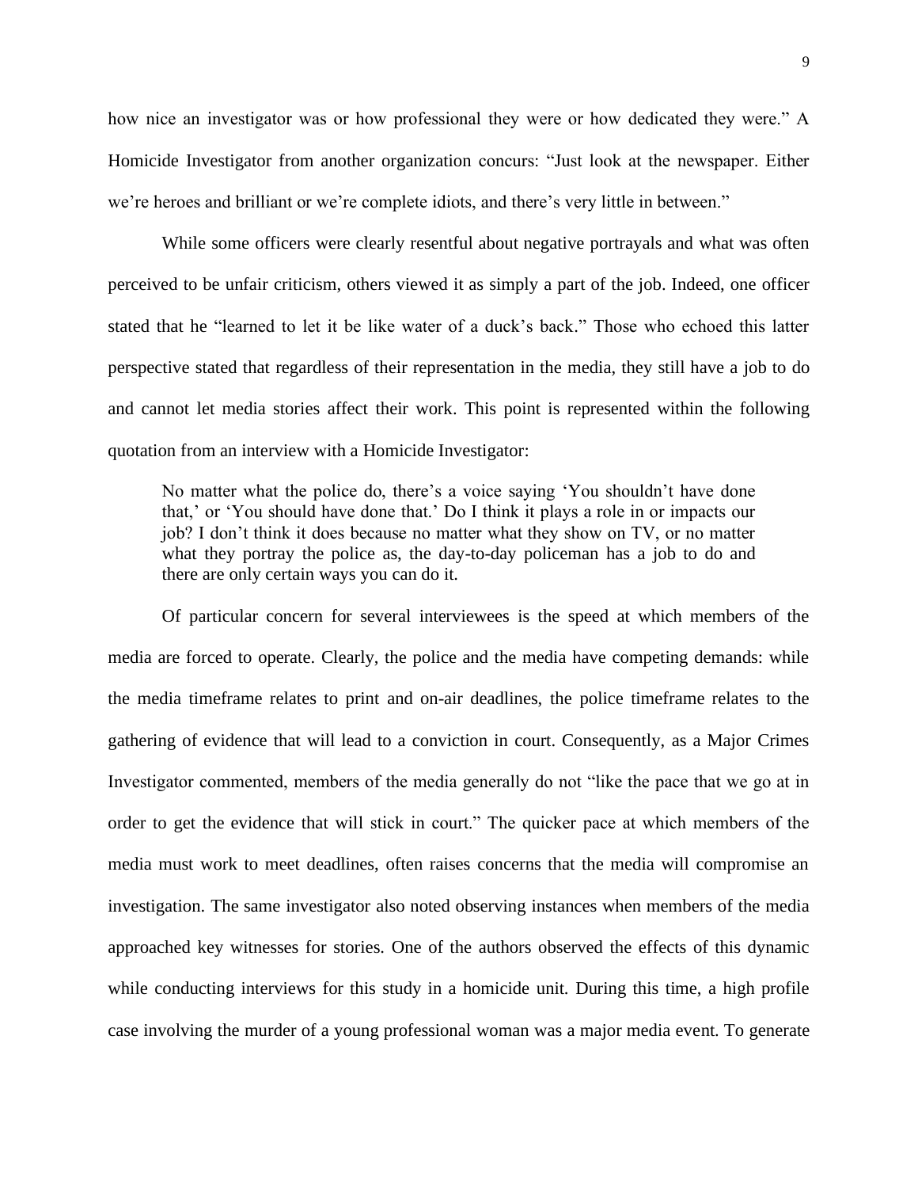how nice an investigator was or how professional they were or how dedicated they were." A Homicide Investigator from another organization concurs: "Just look at the newspaper. Either we're heroes and brilliant or we're complete idiots, and there's very little in between."

While some officers were clearly resentful about negative portrayals and what was often perceived to be unfair criticism, others viewed it as simply a part of the job. Indeed, one officer stated that he "learned to let it be like water of a duck's back." Those who echoed this latter perspective stated that regardless of their representation in the media, they still have a job to do and cannot let media stories affect their work. This point is represented within the following quotation from an interview with a Homicide Investigator:

> No matter what the police do, there's a voice saying 'You shouldn't have done that,' or 'You should have done that.' Do I think it plays a role in or impacts our job? I don't think it does because no matter what they show on TV, or no matter what they portray the police as, the day-to-day policeman has a job to do and there are only certain ways you can do it.

Of particular concern for several interviewees is the speed at which members of the media are forced to operate. Clearly, the police and the media have competing demands: while the media timeframe relates to print and on-air deadlines, the police timeframe relates to the gathering of evidence that will lead to a conviction in court. Consequently, as a Major Crimes Investigator commented, members of the media generally do not "like the pace that we go at in order to get the evidence that will stick in court." The quicker pace at which members of the media must work to meet deadlines, often raises concerns that the media will compromise an investigation. The same investigator also noted observing instances when members of the media approached key witnesses for stories. One of the authors observed the effects of this dynamic while conducting interviews for this study in a homicide unit. During this time, a high profile case involving the murder of a young professional woman was a major media event. To generate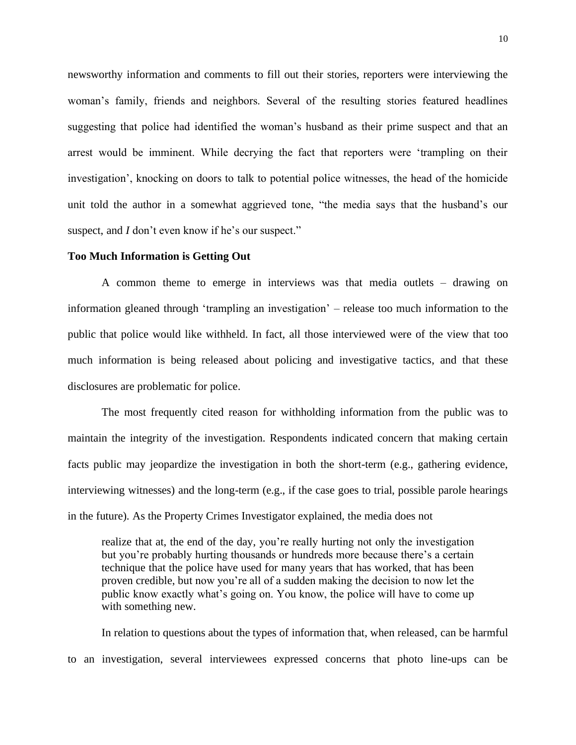newsworthy information and comments to fill out their stories, reporters were interviewing the woman's family, friends and neighbors. Several of the resulting stories featured headlines suggesting that police had identified the woman's husband as their prime suspect and that an arrest would be imminent. While decrying the fact that reporters were 'trampling on their investigation', knocking on doors to talk to potential police witnesses, the head of the homicide unit told the author in a somewhat aggrieved tone, "the media says that the husband's our suspect, and *I* don't even know if he's our suspect."

**Too Much Information is Getting Out**

A common theme to emerge in interviews was that media outlets – drawing on information gleaned through 'trampling an investigation' – release too much information to the public that police would like withheld. In fact, all those interviewed were of the view that too much information is being released about policing and investigative tactics, and that these disclosures are problematic for police.

The most frequently cited reason for withholding information from the public was to maintain the integrity of the investigation. Respondents indicated concern that making certain facts public may jeopardize the investigation in both the short-term (e.g., gathering evidence, interviewing witnesses) and the long-term (e.g., if the case goes to trial, possible parole hearings in the future). As the Property Crimes Investigator explained, the media does not

> realize that at, the end of the day, you're really hurting not only the investigation but you're probably hurting thousands or hundreds more because there's a certain technique that the police have used for many years that has worked, that has been proven credible, but now you're all of a sudden making the decision to now let the public know exactly what's going on. You know, the police will have to come up with something new.

In relation to questions about the types of information that, when released, can be harmful to an investigation, several interviewees expressed concerns that photo line-ups can be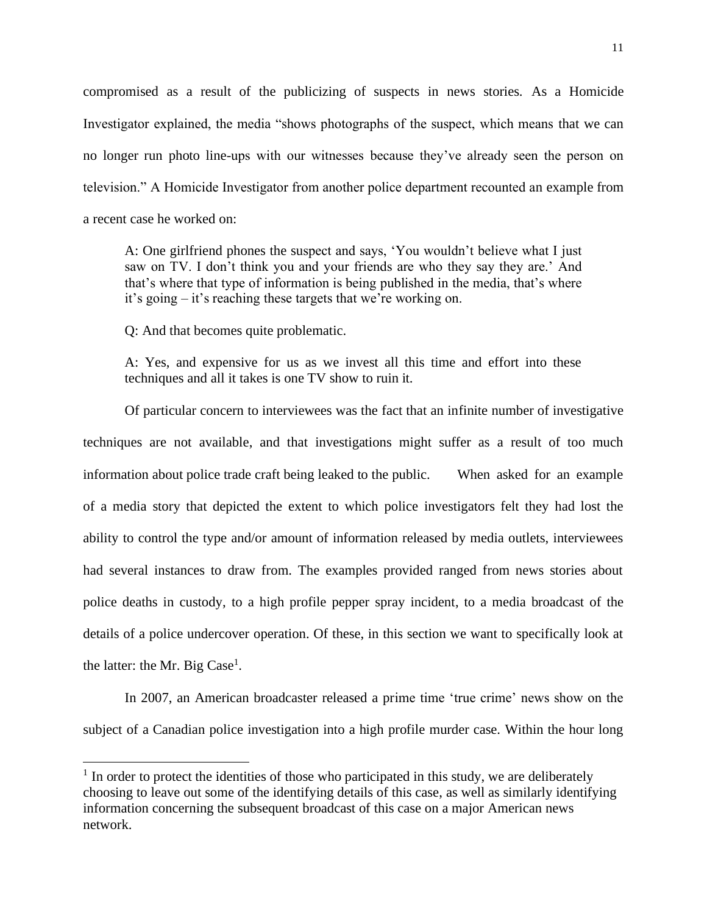compromised as a result of the publicizing of suspects in news stories. As a Homicide Investigator explained, the media "shows photographs of the suspect, which means that we can no longer run photo line-ups with our witnesses because they've already seen the person on television." A Homicide Investigator from another police department recounted an example from a recent case he worked on:

> A: One girlfriend phones the suspect and says, 'You wouldn't believe what I just saw on TV. I don't think you and your friends are who they say they are.' And that's where that type of information is being published in the media, that's where it's going – it's reaching these targets that we're working on.
>
> Q: And that becomes quite problematic.
>
> A: Yes, and expensive for us as we invest all this time and effort into these techniques and all it takes is one TV show to ruin it.

Of particular concern to interviewees was the fact that an infinite number of investigative techniques are not available, and that investigations might suffer as a result of too much information about police trade craft being leaked to the public. When asked for an example of a media story that depicted the extent to which police investigators felt they had lost the ability to control the type and/or amount of information released by media outlets, interviewees had several instances to draw from. The examples provided ranged from news stories about police deaths in custody, to a high profile pepper spray incident, to a media broadcast of the details of a police undercover operation. Of these, in this section we want to specifically look at the latter: the Mr. Big Case[1].

In 2007, an American broadcaster released a prime time 'true crime' news show on the subject of a Canadian police investigation into a high profile murder case. Within the hour long

[1] In order to protect the identities of those who participated in this study, we are deliberately choosing to leave out some of the identifying details of this case, as well as similarly identifying information concerning the subsequent broadcast of this case on a major American news network.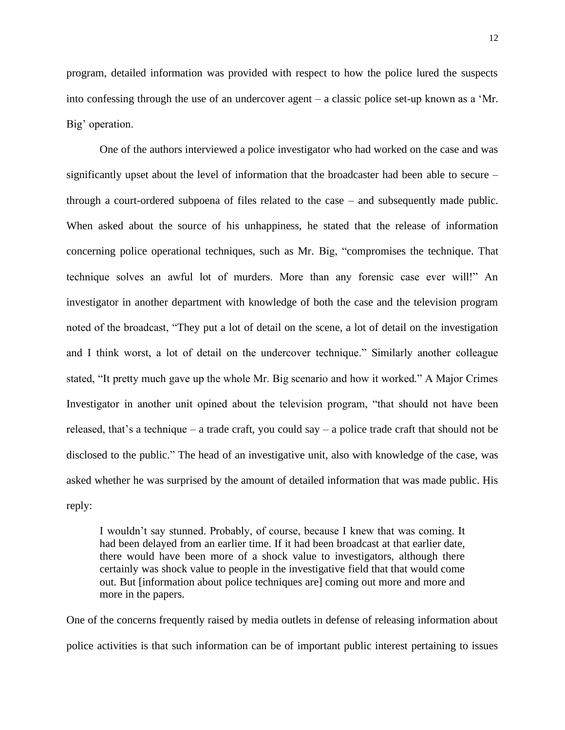program, detailed information was provided with respect to how the police lured the suspects into confessing through the use of an undercover agent – a classic police set-up known as a 'Mr. Big' operation.

One of the authors interviewed a police investigator who had worked on the case and was significantly upset about the level of information that the broadcaster had been able to secure – through a court-ordered subpoena of files related to the case – and subsequently made public. When asked about the source of his unhappiness, he stated that the release of information concerning police operational techniques, such as Mr. Big, "compromises the technique. That technique solves an awful lot of murders. More than any forensic case ever will!" An investigator in another department with knowledge of both the case and the television program noted of the broadcast, "They put a lot of detail on the scene, a lot of detail on the investigation and I think worst, a lot of detail on the undercover technique." Similarly another colleague stated, "It pretty much gave up the whole Mr. Big scenario and how it worked." A Major Crimes Investigator in another unit opined about the television program, "that should not have been released, that's a technique – a trade craft, you could say – a police trade craft that should not be disclosed to the public." The head of an investigative unit, also with knowledge of the case, was asked whether he was surprised by the amount of detailed information that was made public. His reply:

> I wouldn't say stunned. Probably, of course, because I knew that was coming. It had been delayed from an earlier time. If it had been broadcast at that earlier date, there would have been more of a shock value to investigators, although there certainly was shock value to people in the investigative field that that would come out. But [information about police techniques are] coming out more and more and more in the papers.

One of the concerns frequently raised by media outlets in defense of releasing information about police activities is that such information can be of important public interest pertaining to issues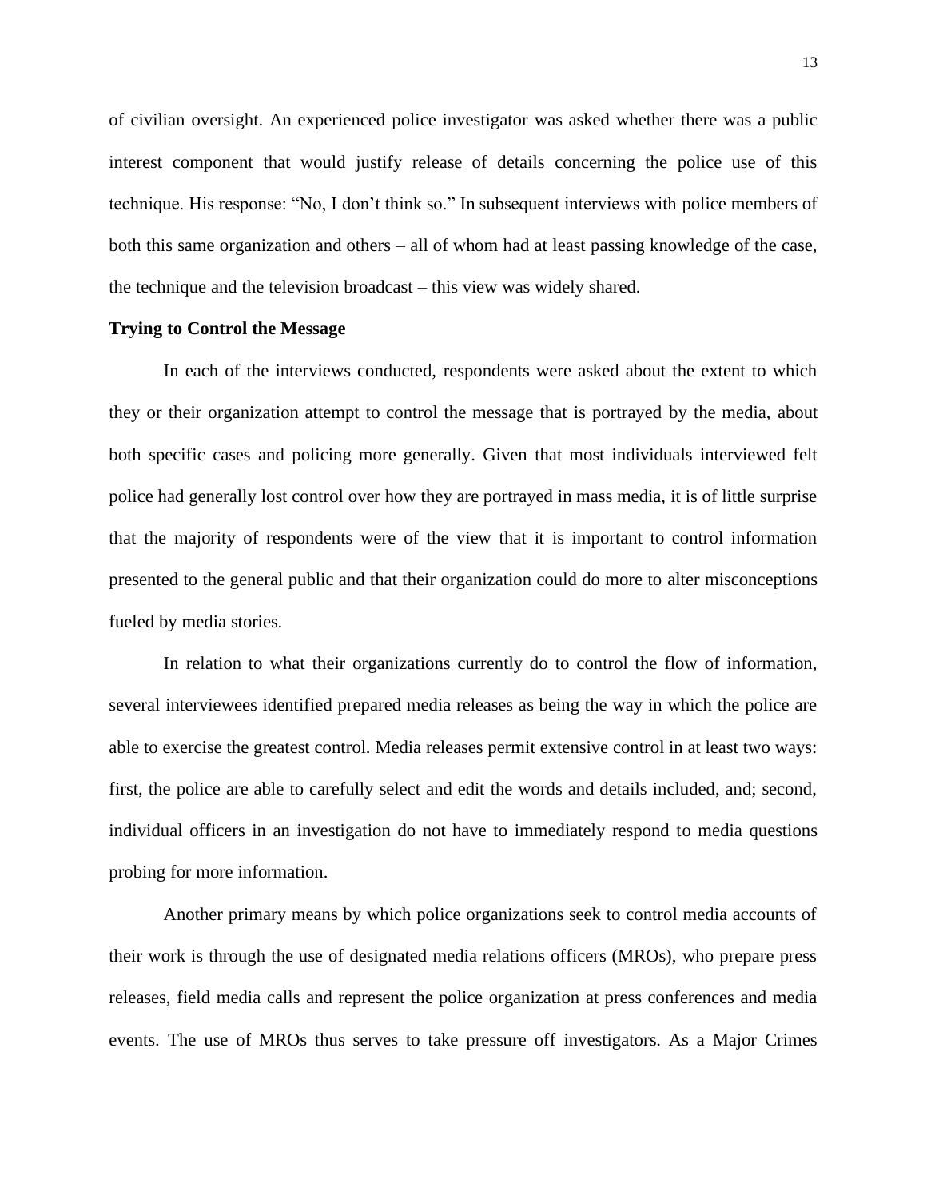of civilian oversight. An experienced police investigator was asked whether there was a public interest component that would justify release of details concerning the police use of this technique. His response: "No, I don't think so." In subsequent interviews with police members of both this same organization and others – all of whom had at least passing knowledge of the case, the technique and the television broadcast – this view was widely shared.

**Trying to Control the Message**

In each of the interviews conducted, respondents were asked about the extent to which they or their organization attempt to control the message that is portrayed by the media, about both specific cases and policing more generally. Given that most individuals interviewed felt police had generally lost control over how they are portrayed in mass media, it is of little surprise that the majority of respondents were of the view that it is important to control information presented to the general public and that their organization could do more to alter misconceptions fueled by media stories.

In relation to what their organizations currently do to control the flow of information, several interviewees identified prepared media releases as being the way in which the police are able to exercise the greatest control. Media releases permit extensive control in at least two ways: first, the police are able to carefully select and edit the words and details included, and; second, individual officers in an investigation do not have to immediately respond to media questions probing for more information.

Another primary means by which police organizations seek to control media accounts of their work is through the use of designated media relations officers (MROs), who prepare press releases, field media calls and represent the police organization at press conferences and media events. The use of MROs thus serves to take pressure off investigators. As a Major Crimes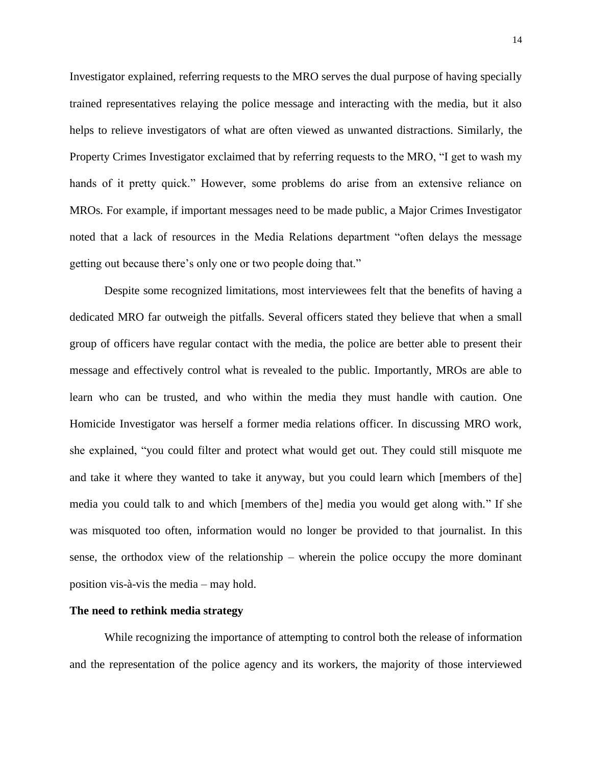Investigator explained, referring requests to the MRO serves the dual purpose of having specially trained representatives relaying the police message and interacting with the media, but it also helps to relieve investigators of what are often viewed as unwanted distractions. Similarly, the Property Crimes Investigator exclaimed that by referring requests to the MRO, "I get to wash my hands of it pretty quick." However, some problems do arise from an extensive reliance on MROs. For example, if important messages need to be made public, a Major Crimes Investigator noted that a lack of resources in the Media Relations department "often delays the message getting out because there's only one or two people doing that."

Despite some recognized limitations, most interviewees felt that the benefits of having a dedicated MRO far outweigh the pitfalls. Several officers stated they believe that when a small group of officers have regular contact with the media, the police are better able to present their message and effectively control what is revealed to the public. Importantly, MROs are able to learn who can be trusted, and who within the media they must handle with caution. One Homicide Investigator was herself a former media relations officer. In discussing MRO work, she explained, "you could filter and protect what would get out. They could still misquote me and take it where they wanted to take it anyway, but you could learn which [members of the] media you could talk to and which [members of the] media you would get along with." If she was misquoted too often, information would no longer be provided to that journalist. In this sense, the orthodox view of the relationship – wherein the police occupy the more dominant position vis-à-vis the media – may hold.

**The need to rethink media strategy**

While recognizing the importance of attempting to control both the release of information and the representation of the police agency and its workers, the majority of those interviewed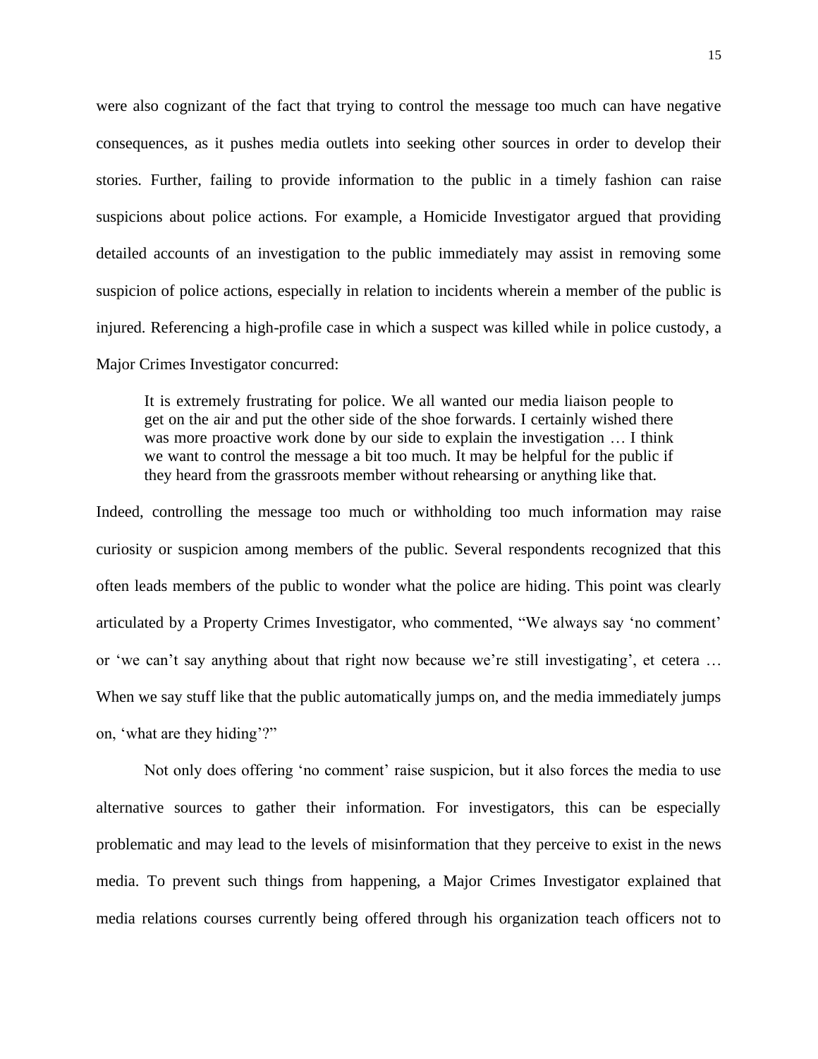were also cognizant of the fact that trying to control the message too much can have negative consequences, as it pushes media outlets into seeking other sources in order to develop their stories. Further, failing to provide information to the public in a timely fashion can raise suspicions about police actions. For example, a Homicide Investigator argued that providing detailed accounts of an investigation to the public immediately may assist in removing some suspicion of police actions, especially in relation to incidents wherein a member of the public is injured. Referencing a high-profile case in which a suspect was killed while in police custody, a Major Crimes Investigator concurred:

> It is extremely frustrating for police. We all wanted our media liaison people to get on the air and put the other side of the shoe forwards. I certainly wished there was more proactive work done by our side to explain the investigation … I think we want to control the message a bit too much. It may be helpful for the public if they heard from the grassroots member without rehearsing or anything like that.

Indeed, controlling the message too much or withholding too much information may raise curiosity or suspicion among members of the public. Several respondents recognized that this often leads members of the public to wonder what the police are hiding. This point was clearly articulated by a Property Crimes Investigator, who commented, "We always say 'no comment' or 'we can't say anything about that right now because we're still investigating', et cetera … When we say stuff like that the public automatically jumps on, and the media immediately jumps on, 'what are they hiding'?"

Not only does offering 'no comment' raise suspicion, but it also forces the media to use alternative sources to gather their information. For investigators, this can be especially problematic and may lead to the levels of misinformation that they perceive to exist in the news media. To prevent such things from happening, a Major Crimes Investigator explained that media relations courses currently being offered through his organization teach officers not to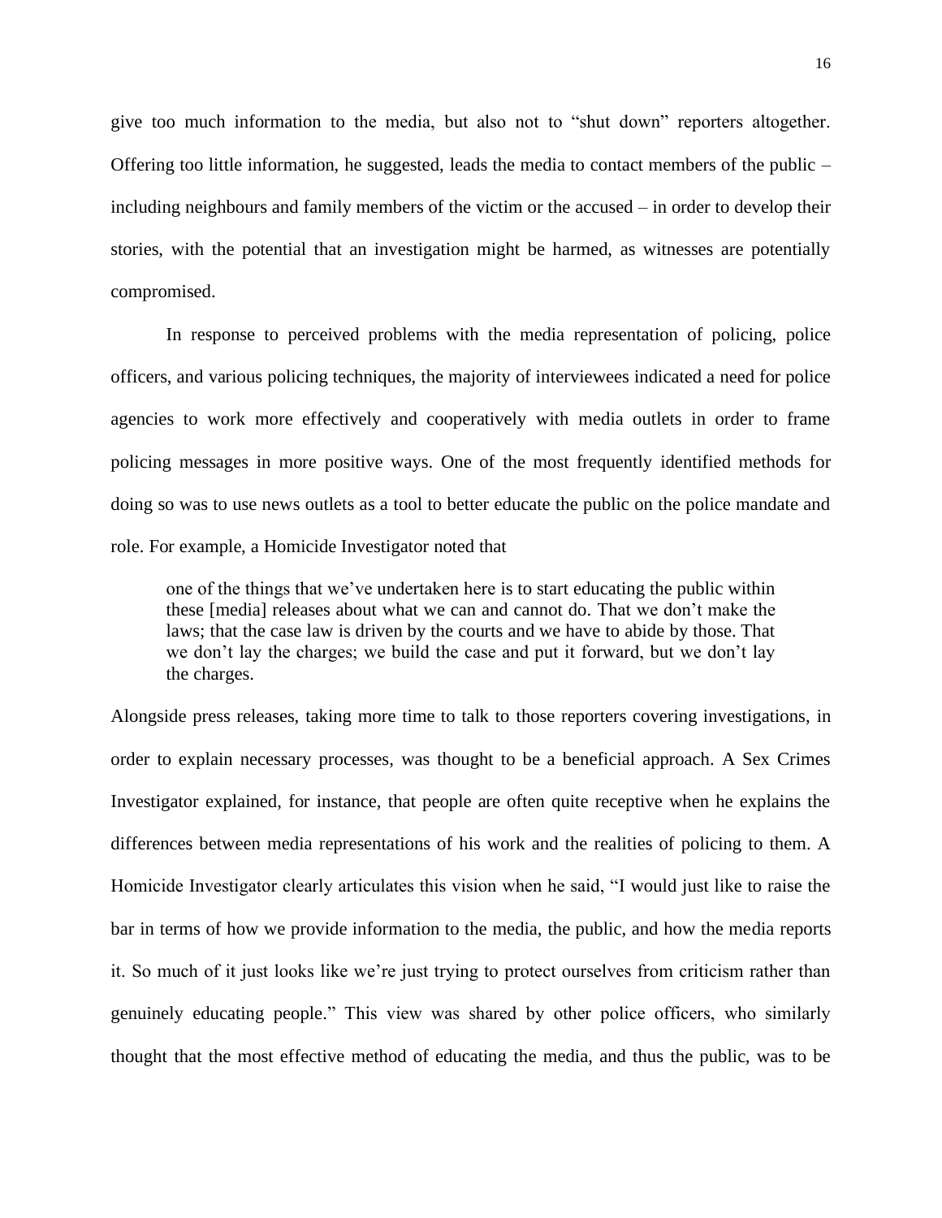give too much information to the media, but also not to "shut down" reporters altogether. Offering too little information, he suggested, leads the media to contact members of the public – including neighbours and family members of the victim or the accused – in order to develop their stories, with the potential that an investigation might be harmed, as witnesses are potentially compromised.

In response to perceived problems with the media representation of policing, police officers, and various policing techniques, the majority of interviewees indicated a need for police agencies to work more effectively and cooperatively with media outlets in order to frame policing messages in more positive ways. One of the most frequently identified methods for doing so was to use news outlets as a tool to better educate the public on the police mandate and role. For example, a Homicide Investigator noted that

> one of the things that we've undertaken here is to start educating the public within these [media] releases about what we can and cannot do. That we don't make the laws; that the case law is driven by the courts and we have to abide by those. That we don't lay the charges; we build the case and put it forward, but we don't lay the charges.

Alongside press releases, taking more time to talk to those reporters covering investigations, in order to explain necessary processes, was thought to be a beneficial approach. A Sex Crimes Investigator explained, for instance, that people are often quite receptive when he explains the differences between media representations of his work and the realities of policing to them. A Homicide Investigator clearly articulates this vision when he said, "I would just like to raise the bar in terms of how we provide information to the media, the public, and how the media reports it. So much of it just looks like we're just trying to protect ourselves from criticism rather than genuinely educating people." This view was shared by other police officers, who similarly thought that the most effective method of educating the media, and thus the public, was to be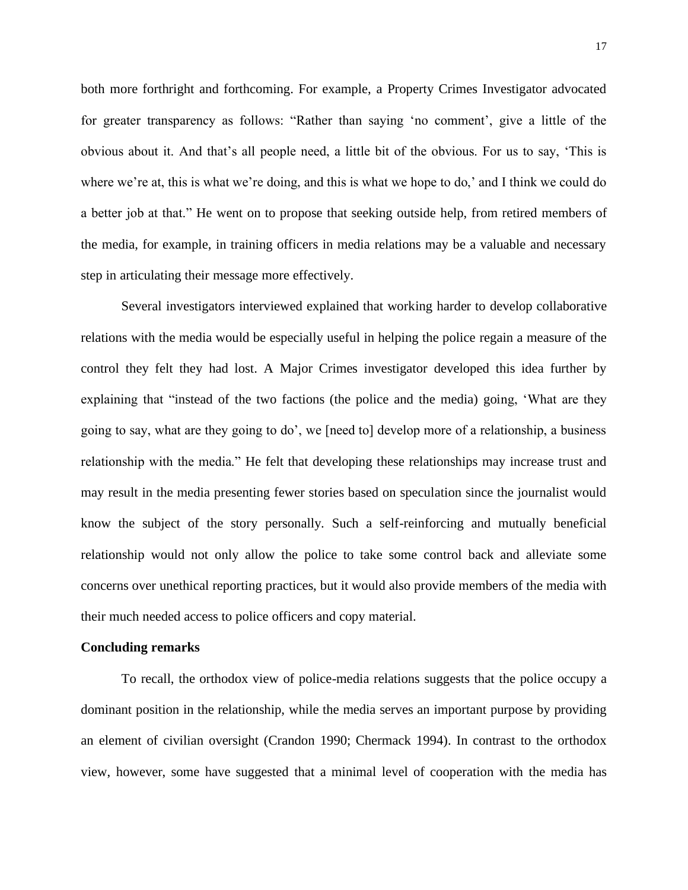both more forthright and forthcoming. For example, a Property Crimes Investigator advocated for greater transparency as follows: "Rather than saying 'no comment', give a little of the obvious about it. And that's all people need, a little bit of the obvious. For us to say, 'This is where we're at, this is what we're doing, and this is what we hope to do,' and I think we could do a better job at that." He went on to propose that seeking outside help, from retired members of the media, for example, in training officers in media relations may be a valuable and necessary step in articulating their message more effectively.

Several investigators interviewed explained that working harder to develop collaborative relations with the media would be especially useful in helping the police regain a measure of the control they felt they had lost. A Major Crimes investigator developed this idea further by explaining that "instead of the two factions (the police and the media) going, 'What are they going to say, what are they going to do', we [need to] develop more of a relationship, a business relationship with the media." He felt that developing these relationships may increase trust and may result in the media presenting fewer stories based on speculation since the journalist would know the subject of the story personally. Such a self-reinforcing and mutually beneficial relationship would not only allow the police to take some control back and alleviate some concerns over unethical reporting practices, but it would also provide members of the media with their much needed access to police officers and copy material.

**Concluding remarks**

To recall, the orthodox view of police-media relations suggests that the police occupy a dominant position in the relationship, while the media serves an important purpose by providing an element of civilian oversight (Crandon 1990; Chermack 1994). In contrast to the orthodox view, however, some have suggested that a minimal level of cooperation with the media has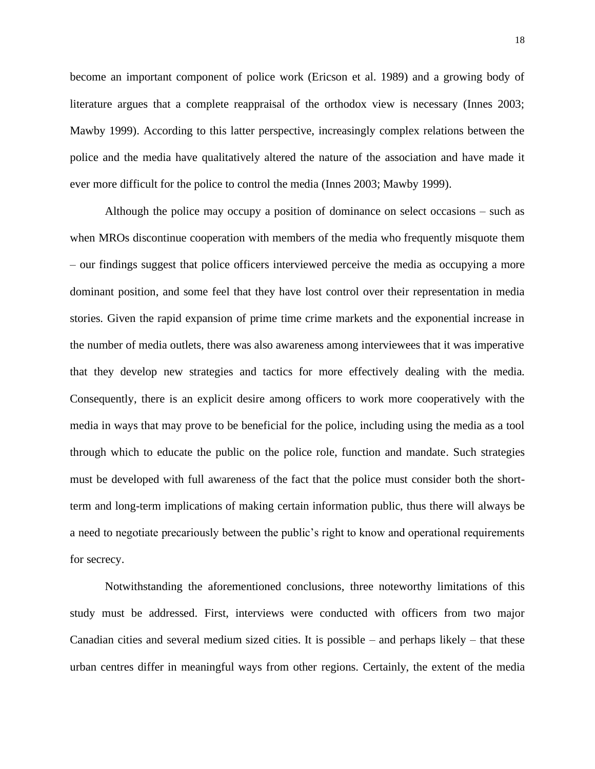become an important component of police work (Ericson et al. 1989) and a growing body of literature argues that a complete reappraisal of the orthodox view is necessary (Innes 2003; Mawby 1999). According to this latter perspective, increasingly complex relations between the police and the media have qualitatively altered the nature of the association and have made it ever more difficult for the police to control the media (Innes 2003; Mawby 1999).

Although the police may occupy a position of dominance on select occasions – such as when MROs discontinue cooperation with members of the media who frequently misquote them – our findings suggest that police officers interviewed perceive the media as occupying a more dominant position, and some feel that they have lost control over their representation in media stories. Given the rapid expansion of prime time crime markets and the exponential increase in the number of media outlets, there was also awareness among interviewees that it was imperative that they develop new strategies and tactics for more effectively dealing with the media. Consequently, there is an explicit desire among officers to work more cooperatively with the media in ways that may prove to be beneficial for the police, including using the media as a tool through which to educate the public on the police role, function and mandate. Such strategies must be developed with full awareness of the fact that the police must consider both the short-term and long-term implications of making certain information public, thus there will always be a need to negotiate precariously between the public's right to know and operational requirements for secrecy.

Notwithstanding the aforementioned conclusions, three noteworthy limitations of this study must be addressed. First, interviews were conducted with officers from two major Canadian cities and several medium sized cities. It is possible – and perhaps likely – that these urban centres differ in meaningful ways from other regions. Certainly, the extent of the media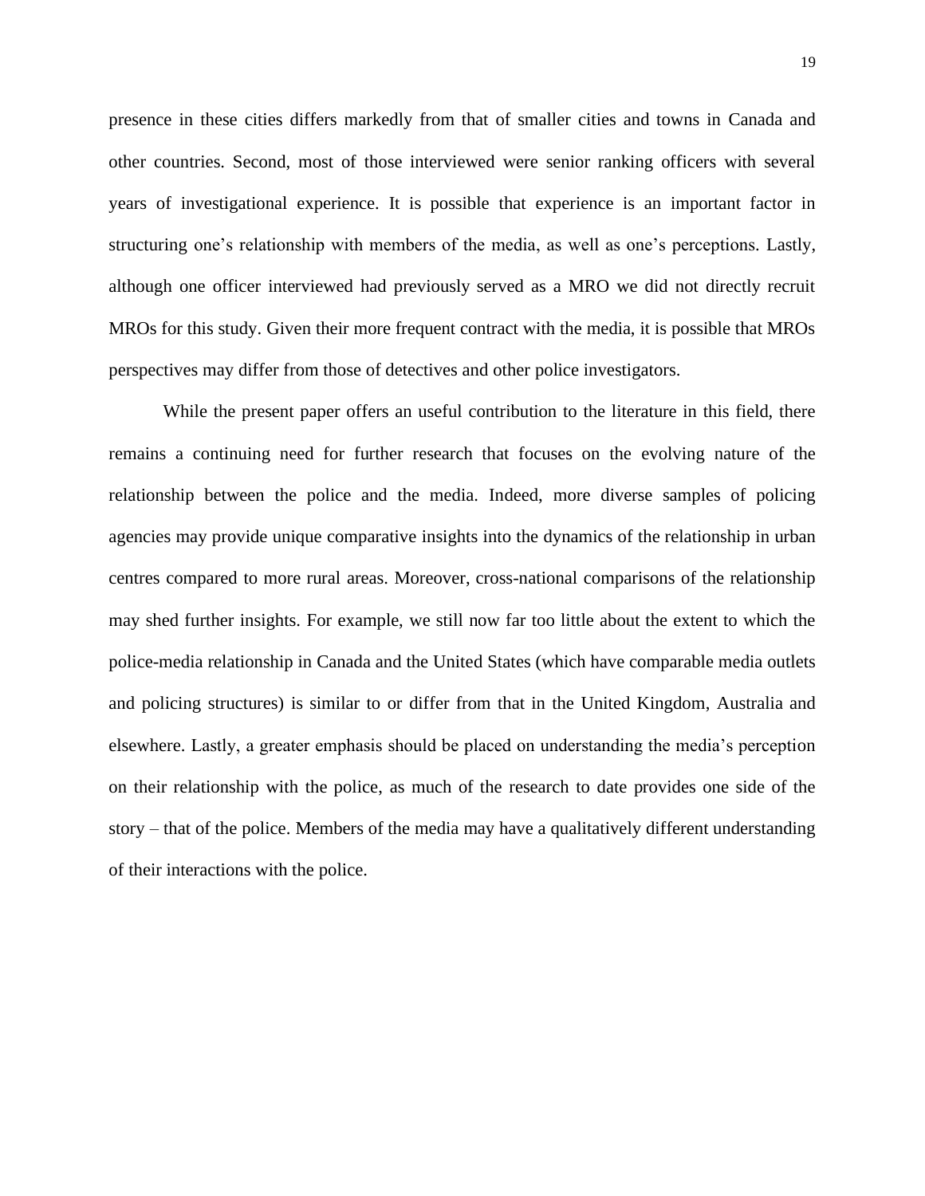presence in these cities differs markedly from that of smaller cities and towns in Canada and other countries. Second, most of those interviewed were senior ranking officers with several years of investigational experience. It is possible that experience is an important factor in structuring one's relationship with members of the media, as well as one's perceptions. Lastly, although one officer interviewed had previously served as a MRO we did not directly recruit MROs for this study. Given their more frequent contract with the media, it is possible that MROs perspectives may differ from those of detectives and other police investigators.

While the present paper offers an useful contribution to the literature in this field, there remains a continuing need for further research that focuses on the evolving nature of the relationship between the police and the media. Indeed, more diverse samples of policing agencies may provide unique comparative insights into the dynamics of the relationship in urban centres compared to more rural areas. Moreover, cross-national comparisons of the relationship may shed further insights. For example, we still now far too little about the extent to which the police-media relationship in Canada and the United States (which have comparable media outlets and policing structures) is similar to or differ from that in the United Kingdom, Australia and elsewhere. Lastly, a greater emphasis should be placed on understanding the media's perception on their relationship with the police, as much of the research to date provides one side of the story – that of the police. Members of the media may have a qualitatively different understanding of their interactions with the police.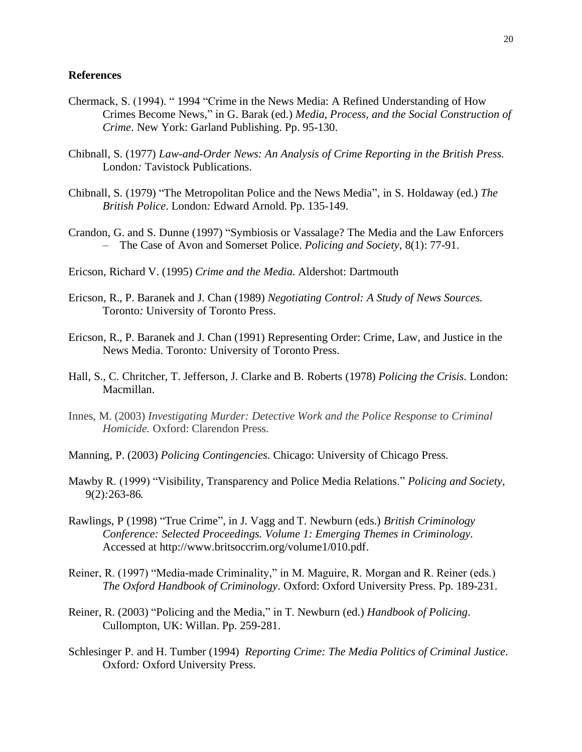**References**

Chermack, S. (1994). " 1994 "Crime in the News Media: A Refined Understanding of How Crimes Become News," in G. Barak (ed.) *Media, Process, and the Social Construction of Crime*. New York: Garland Publishing. Pp. 95-130.

Chibnall, S. (1977) *Law-and-Order News: An Analysis of Crime Reporting in the British Press.* London*:* Tavistock Publications.

Chibnall, S. (1979) "The Metropolitan Police and the News Media", in S. Holdaway (ed.) *The British Police*. London*:* Edward Arnold. Pp. 135-149.

Crandon, G. and S. Dunne (1997) "Symbiosis or Vassalage? The Media and the Law Enforcers – The Case of Avon and Somerset Police. *Policing and Society*, 8(1): 77-91.

Ericson, Richard V. (1995) *Crime and the Media.* Aldershot: Dartmouth

Ericson, R., P. Baranek and J. Chan (1989) *Negotiating Control: A Study of News Sources.* Toronto*:* University of Toronto Press.

Ericson, R., P. Baranek and J. Chan (1991) Representing Order: Crime, Law, and Justice in the News Media. Toronto*:* University of Toronto Press.

Hall, S., C. Chritcher, T. Jefferson, J. Clarke and B. Roberts (1978) *Policing the Crisis*. London: Macmillan.

Innes, M. (2003) *Investigating Murder: Detective Work and the Police Response to Criminal Homicide.* Oxford: Clarendon Press.

Manning, P. (2003) *Policing Contingencies*. Chicago: University of Chicago Press.

Mawby R. (1999) "Visibility, Transparency and Police Media Relations." *Policing and Society,* 9(2)*:*263-86*.*

Rawlings, P (1998) "True Crime", in J. Vagg and T. Newburn (eds.) *British Criminology Conference: Selected Proceedings. Volume 1: Emerging Themes in Criminology.* Accessed at http://www.britsoccrim.org/volume1/010.pdf.

Reiner, R. (1997) "Media-made Criminality," in M. Maguire, R. Morgan and R. Reiner (eds.) *The Oxford Handbook of Criminology*. Oxford: Oxford University Press. Pp. 189-231.

Reiner, R. (2003) "Policing and the Media," in T. Newburn (ed.) *Handbook of Policing*. Cullompton, UK: Willan. Pp. 259-281.

Schlesinger P. and H. Tumber (1994) *Reporting Crime: The Media Politics of Criminal Justice*. Oxford*:* Oxford University Press.